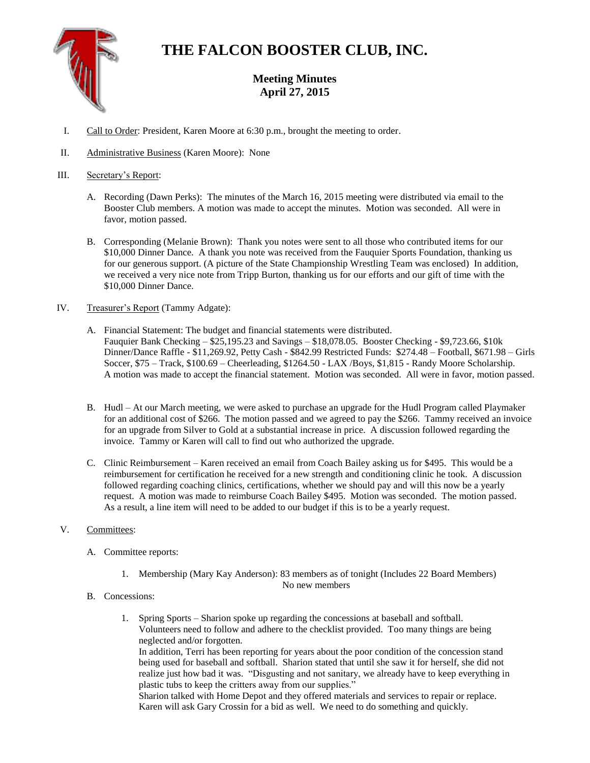# THE FALCON BOOSTER CLUB, INC.

## Meeting Minutes
## April 27, 2015

I. Call to Order: President, Karen Moore at 6:30 p.m., brought the meeting to order.

II. Administrative Business (Karen Moore): None

III. Secretary's Report:

   A. Recording (Dawn Perks): The minutes of the March 16, 2015 meeting were distributed via email to the Booster Club members. A motion was made to accept the minutes. Motion was seconded. All were in favor, motion passed.

   B. Corresponding (Melanie Brown): Thank you notes were sent to all those who contributed items for our $10,000 Dinner Dance. A thank you note was received from the Fauquier Sports Foundation, thanking us for our generous support. (A picture of the State Championship Wrestling Team was enclosed) In addition, we received a very nice note from Tripp Burton, thanking us for our efforts and our gift of time with the $10,000 Dinner Dance.

IV. Treasurer's Report (Tammy Adgate):

   A. Financial Statement: The budget and financial statements were distributed.
   Fauquier Bank Checking – $25,195.23 and Savings – $18,078.05. Booster Checking - $9,723.66, $10k Dinner/Dance Raffle - $11,269.92, Petty Cash - $842.99 Restricted Funds: $274.48 – Football, $671.98 – Girls Soccer, $75 – Track, $100.69 – Cheerleading, $1264.50 - LAX /Boys, $1,815 - Randy Moore Scholarship.
   A motion was made to accept the financial statement. Motion was seconded. All were in favor, motion passed.

   B. Hudl – At our March meeting, we were asked to purchase an upgrade for the Hudl Program called Playmaker for an additional cost of $266. The motion passed and we agreed to pay the $266. Tammy received an invoice for an upgrade from Silver to Gold at a substantial increase in price. A discussion followed regarding the invoice. Tammy or Karen will call to find out who authorized the upgrade.

   C. Clinic Reimbursement – Karen received an email from Coach Bailey asking us for $495. This would be a reimbursement for certification he received for a new strength and conditioning clinic he took. A discussion followed regarding coaching clinics, certifications, whether we should pay and will this now be a yearly request. A motion was made to reimburse Coach Bailey $495. Motion was seconded. The motion passed. As a result, a line item will need to be added to our budget if this is to be a yearly request.

V. Committees:

   A. Committee reports:

      1. Membership (Mary Kay Anderson): 83 members as of tonight (Includes 22 Board Members)
      No new members

   B. Concessions:

      1. Spring Sports – Sharion spoke up regarding the concessions at baseball and softball. Volunteers need to follow and adhere to the checklist provided. Too many things are being neglected and/or forgotten.
      In addition, Terri has been reporting for years about the poor condition of the concession stand being used for baseball and softball. Sharion stated that until she saw it for herself, she did not realize just how bad it was. "Disgusting and not sanitary, we already have to keep everything in plastic tubs to keep the critters away from our supplies."
      Sharion talked with Home Depot and they offered materials and services to repair or replace. Karen will ask Gary Crossin for a bid as well. We need to do something and quickly.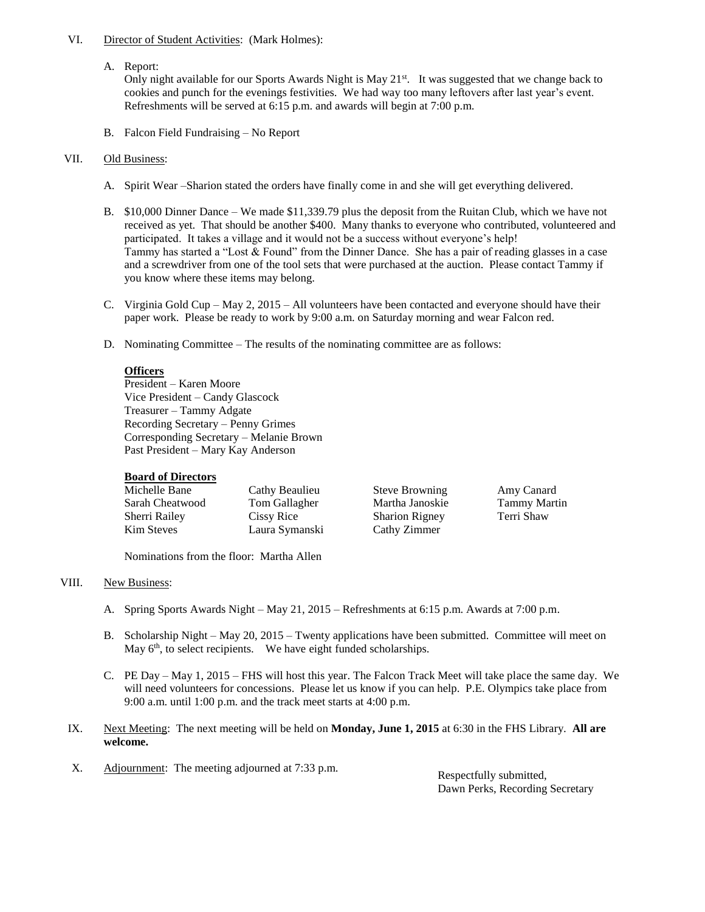VI. Director of Student Activities: (Mark Holmes):

A. Report:
Only night available for our Sports Awards Night is May 21st. It was suggested that we change back to cookies and punch for the evenings festivities. We had way too many leftovers after last year's event. Refreshments will be served at 6:15 p.m. and awards will begin at 7:00 p.m.

B. Falcon Field Fundraising – No Report

VII. Old Business:

A. Spirit Wear –Sharion stated the orders have finally come in and she will get everything delivered.

B. $10,000 Dinner Dance – We made $11,339.79 plus the deposit from the Ruitan Club, which we have not received as yet. That should be another $400. Many thanks to everyone who contributed, volunteered and participated. It takes a village and it would not be a success without everyone's help!
Tammy has started a "Lost & Found" from the Dinner Dance. She has a pair of reading glasses in a case and a screwdriver from one of the tool sets that were purchased at the auction. Please contact Tammy if you know where these items may belong.

C. Virginia Gold Cup – May 2, 2015 – All volunteers have been contacted and everyone should have their paper work. Please be ready to work by 9:00 a.m. on Saturday morning and wear Falcon red.

D. Nominating Committee – The results of the nominating committee are as follows:

**Officers**
President – Karen Moore
Vice President – Candy Glascock
Treasurer – Tammy Adgate
Recording Secretary – Penny Grimes
Corresponding Secretary – Melanie Brown
Past President – Mary Kay Anderson

**Board of Directors**

| | | | |
|---|---|---|---|
| Michelle Bane | Cathy Beaulieu | Steve Browning | Amy Canard |
| Sarah Cheatwood | Tom Gallagher | Martha Janoskie | Tammy Martin |
| Sherri Railey | Cissy Rice | Sharion Rigney | Terri Shaw |
| Kim Steves | Laura Symanski | Cathy Zimmer | |

Nominations from the floor: Martha Allen

VIII. New Business:

A. Spring Sports Awards Night – May 21, 2015 – Refreshments at 6:15 p.m. Awards at 7:00 p.m.

B. Scholarship Night – May 20, 2015 – Twenty applications have been submitted. Committee will meet on May 6th, to select recipients. We have eight funded scholarships.

C. PE Day – May 1, 2015 – FHS will host this year. The Falcon Track Meet will take place the same day. We will need volunteers for concessions. Please let us know if you can help. P.E. Olympics take place from 9:00 a.m. until 1:00 p.m. and the track meet starts at 4:00 p.m.

IX. Next Meeting: The next meeting will be held on **Monday, June 1, 2015** at 6:30 in the FHS Library. **All are welcome.**

X. Adjournment: The meeting adjourned at 7:33 p.m.

Respectfully submitted,
Dawn Perks, Recording Secretary